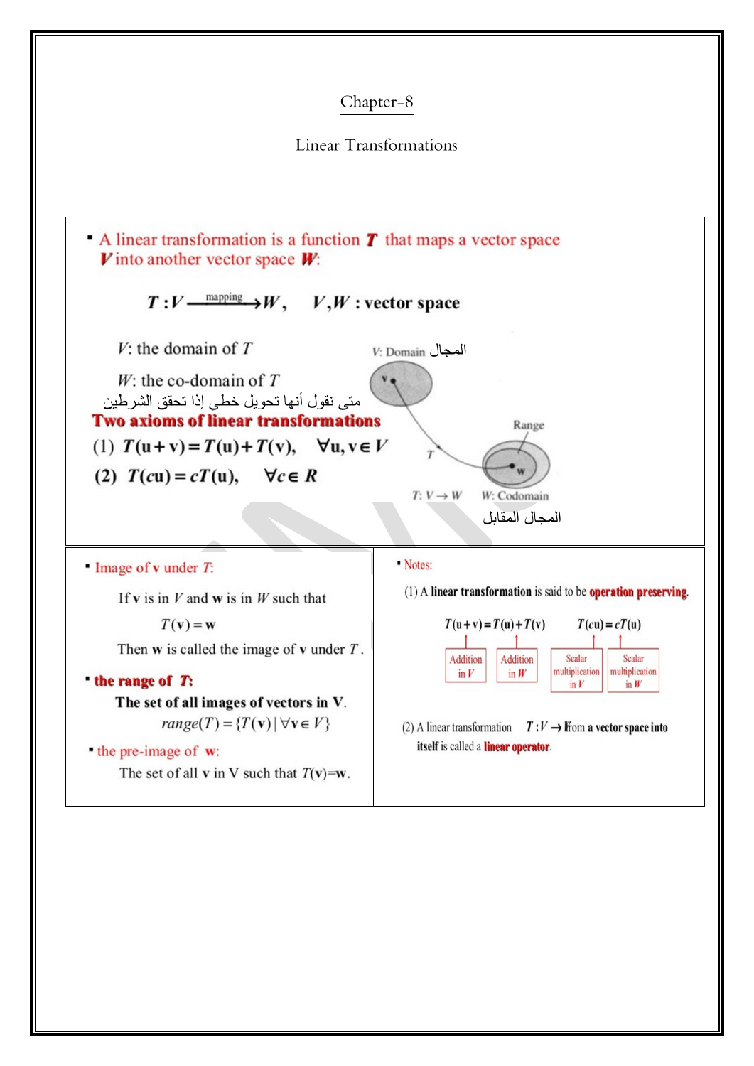# Chapter-8

## Linear Transformations

- A linear transformation is a function $T$ that maps a vector space $V$ into another vector space $W$:

$$T: V \xrightarrow{\text{mapping}} W, \quad V, W: \text{vector space}$$

$V$: the domain of $T$

$W$: the co-domain of $T$

متى نقول أنها تحويل خطي إذا تحقق الشرطين

**Two axioms of linear transformations**

(1) $T(\mathbf{u}+\mathbf{v}) = T(\mathbf{u}) + T(\mathbf{v}), \quad \forall \mathbf{u}, \mathbf{v} \in V$

(2) $T(c\mathbf{u}) = cT(\mathbf{u}), \quad \forall c \in R$

V: Domain المجال

Range

$T: V \to W$ &nbsp;&nbsp; W: Codomain

المجال المقابل

- Image of $\mathbf{v}$ under $T$:

If $\mathbf{v}$ is in $V$ and $\mathbf{w}$ is in $W$ such that

$$T(\mathbf{v}) = \mathbf{w}$$

Then $\mathbf{w}$ is called the image of $\mathbf{v}$ under $T$.

- **the range of $T$:**

**The set of all images of vectors in V.**

$$range(T) = \{T(\mathbf{v}) \mid \forall \mathbf{v} \in V\}$$

- the pre-image of $\mathbf{w}$:

The set of all $\mathbf{v}$ in V such that $T(\mathbf{v})=\mathbf{w}$.

- Notes:

(1) A **linear transformation** is said to be **operation preserving**.

$$T(\mathbf{u}+\mathbf{v}) = T(\mathbf{u}) + T(\mathbf{v}) \qquad T(c\mathbf{u}) = cT(\mathbf{u})$$

Addition in $V$ | Addition in $W$ | Scalar multiplication in $V$ | Scalar multiplication in $W$

(2) A linear transformation $T: V \to V$ from **a vector space into itself** is called a **linear operator**.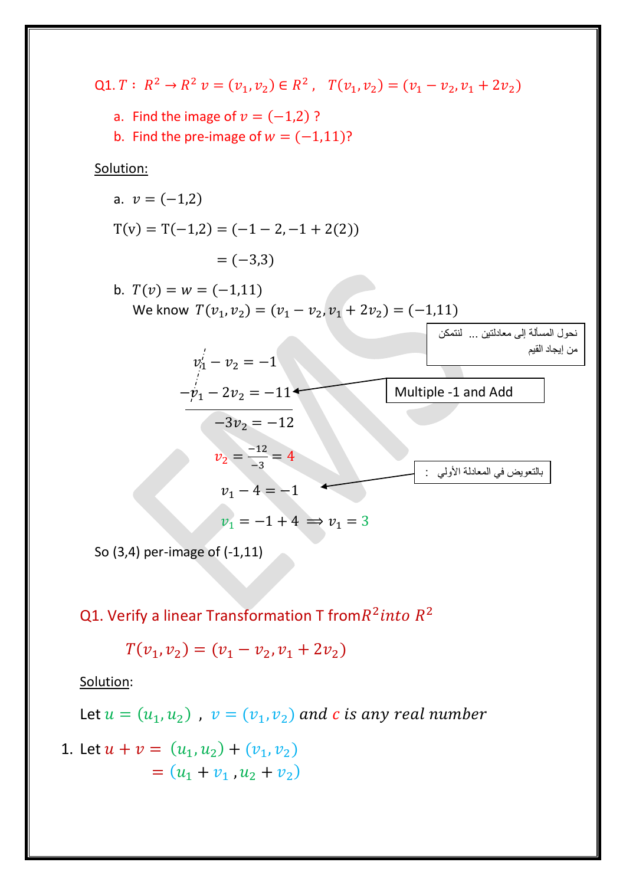Q1. $T: R^2 \to R^2$ $v = (v_1, v_2) \in R^2$ , $T(v_1, v_2) = (v_1 - v_2, v_1 + 2v_2)$

a. Find the image of $v = (-1,2)$ ?
b. Find the pre-image of $w = (-1,11)$?

Solution:

a. $v = (-1,2)$

$$T(v) = T(-1,2) = (-1-2, -1+2(2))$$

$$= (-3,3)$$

b. $T(v) = w = (-1,11)$

We know $T(v_1, v_2) = (v_1 - v_2, v_1 + 2v_2) = (-1,11)$

نحول المسألة إلى معادلتين ... لنتمكن من إيجاد القيم

$$v_1 - v_2 = -1$$

$$-v_1 - 2v_2 = -11$$

Multiple -1 and Add

$$-3v_2 = -12$$

$$v_2 = \frac{-12}{-3} = 4$$

بالتعويض في المعادلة الأولي :

$$v_1 - 4 = -1$$

$$v_1 = -1 + 4 \implies v_1 = 3$$

So (3,4) per-image of (-1,11)

Q1. Verify a linear Transformation T from $R^2$ *into* $R^2$

$$T(v_1, v_2) = (v_1 - v_2, v_1 + 2v_2)$$

Solution:

Let $u = (u_1, u_2)$ , $v = (v_1, v_2)$ *and* $c$ *is any real number*

1. Let $u + v = (u_1, u_2) + (v_1, v_2)$

$$= (u_1 + v_1, u_2 + v_2)$$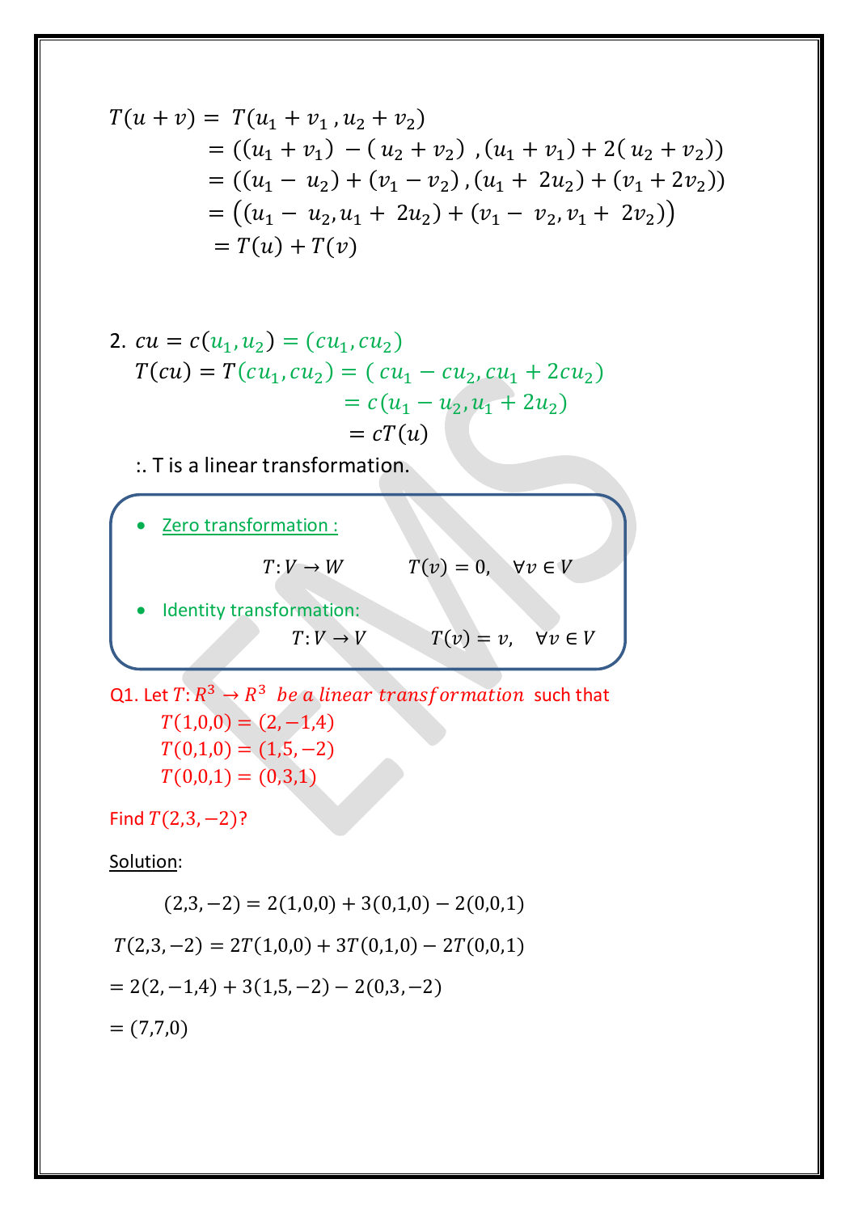$$
\begin{aligned}
T(u+v) &= T(u_1+v_1\,, u_2+v_2) \\
&= ((u_1+v_1)\,-(\,u_2+v_2)\;, (u_1+v_1)+2(\,u_2+v_2)) \\
&= ((u_1-\,u_2)+(v_1-v_2)\,, (u_1+\,2u_2)+(v_1+2v_2)) \\
&= \left((u_1-\,u_2, u_1+\,2u_2)+(v_1-\,v_2, v_1+\,2v_2)\right) \\
&= T(u)+T(v)
\end{aligned}
$$

2. $cu = c(u_1, u_2) = (cu_1, cu_2)$

$$
\begin{aligned}
T(cu) = T(cu_1, cu_2) &= (\,cu_1 - cu_2, cu_1 + 2cu_2) \\
&= c(u_1 - u_2, u_1 + 2u_2) \\
&= cT(u)
\end{aligned}
$$

:. T is a linear transformation.

- Zero transformation :

$$T: V \rightarrow W \qquad T(v) = 0, \quad \forall v \in V$$

- Identity transformation:

$$T: V \rightarrow V \qquad T(v) = v, \quad \forall v \in V$$

Q1. Let $T: R^3 \rightarrow R^3$ *be a linear transformation* such that

$T(1,0,0) = (2,-1,4)$

$T(0,1,0) = (1,5,-2)$

$T(0,0,1) = (0,3,1)$

Find $T(2,3,-2)$?

Solution:

$$(2,3,-2) = 2(1,0,0) + 3(0,1,0) - 2(0,0,1)$$

$$T(2,3,-2) = 2T(1,0,0) + 3T(0,1,0) - 2T(0,0,1)$$

$$= 2(2,-1,4) + 3(1,5,-2) - 2(0,3,-2)$$

$$= (7,7,0)$$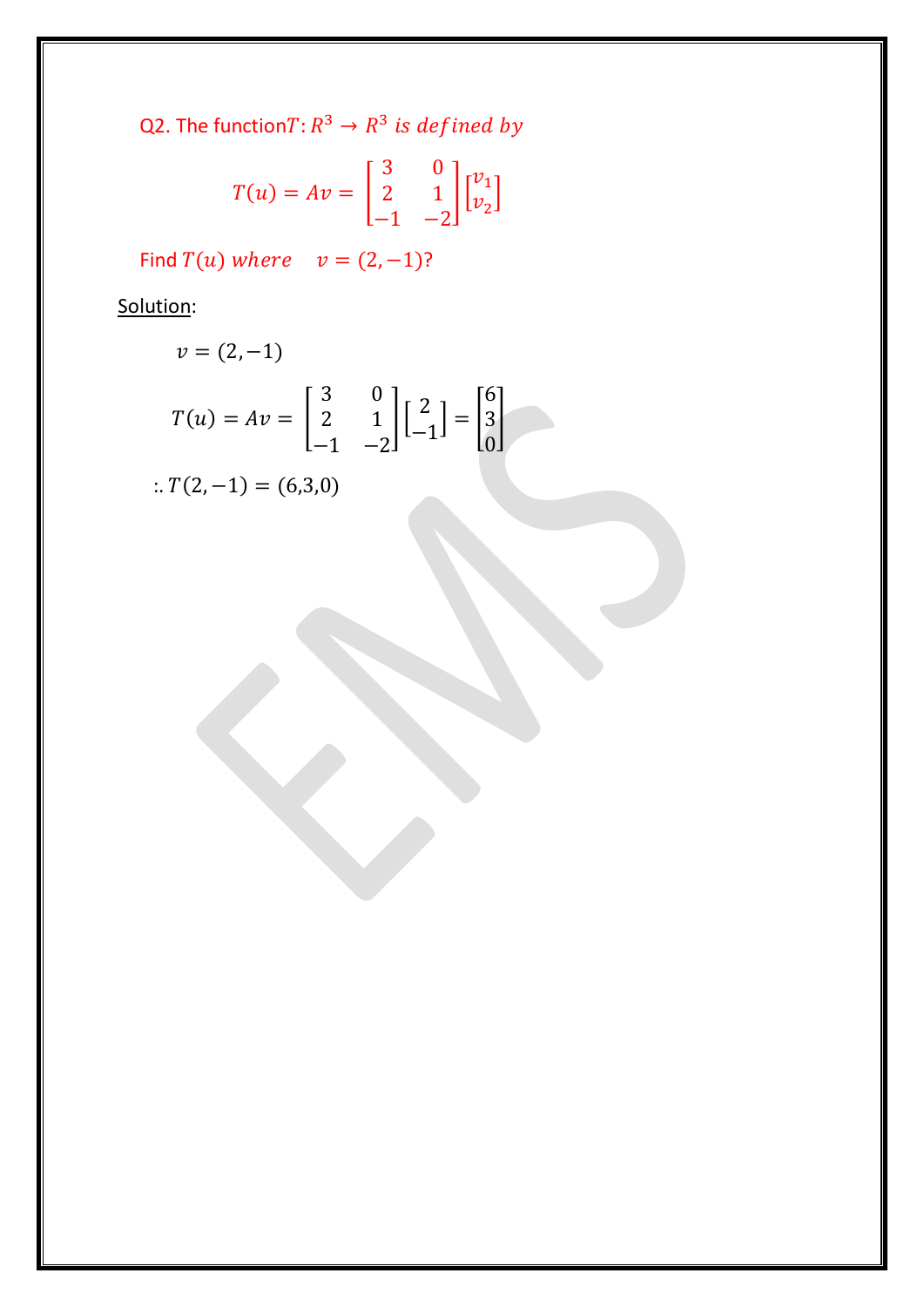Q2. The function $T: R^3 \rightarrow R^3$ *is defined by*

$$T(u) = Av = \begin{bmatrix} 3 & 0 \\ 2 & 1 \\ -1 & -2 \end{bmatrix} \begin{bmatrix} v_1 \\ v_2 \end{bmatrix}$$

Find $T(u)$ *where* $v = (2, -1)$?

<u>Solution</u>:

$$v = (2, -1)$$

$$T(u) = Av = \begin{bmatrix} 3 & 0 \\ 2 & 1 \\ -1 & -2 \end{bmatrix} \begin{bmatrix} 2 \\ -1 \end{bmatrix} = \begin{bmatrix} 6 \\ 3 \\ 0 \end{bmatrix}$$

$$\therefore T(2, -1) = (6, 3, 0)$$